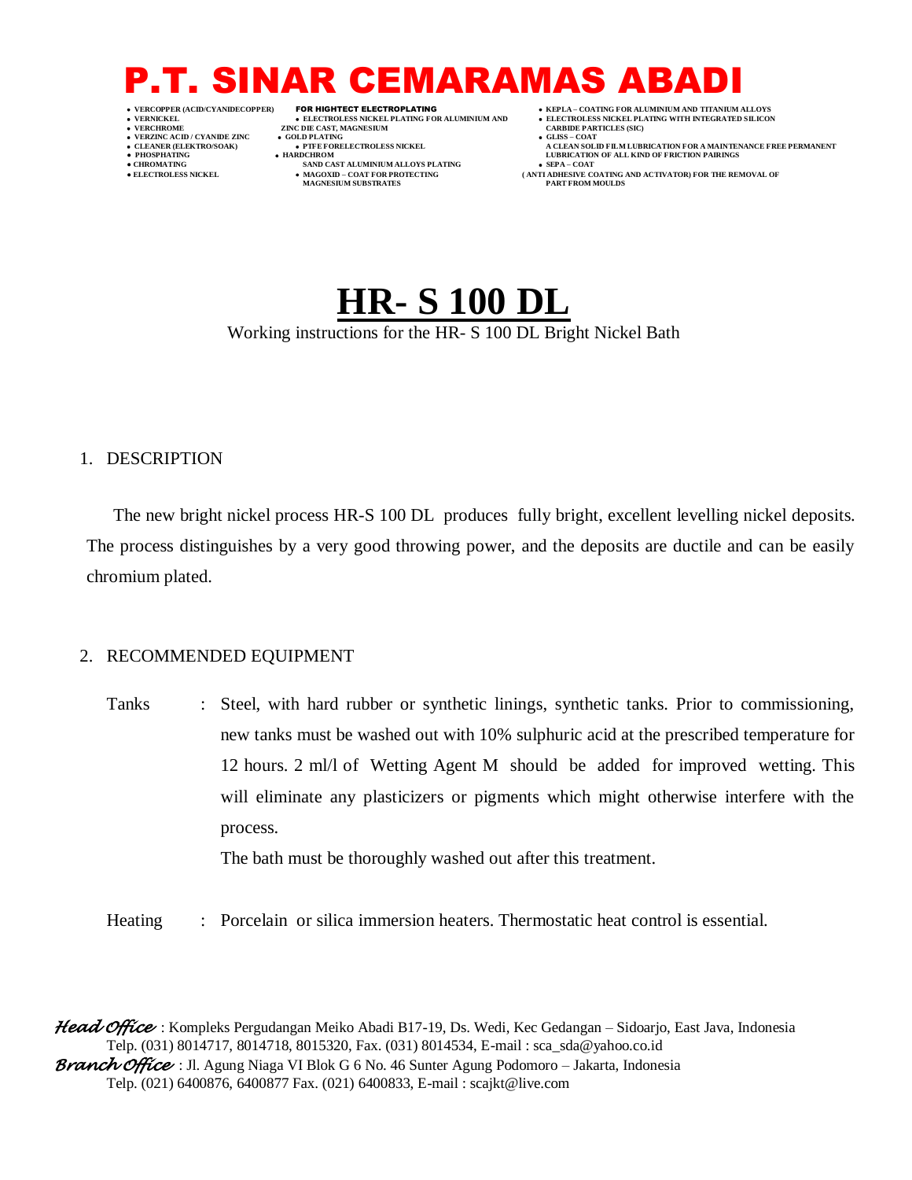# P.T. SINAR CEMARAMAS ABADI

- VERCOPPER (ACID/CYANIDECOPPER)
- VERNICKEL
- VERCHROME
- VERZINC ACID / CYANIDE ZINC
- CLEANER (ELEKTRO/SOAK)
- PHOSPHATING
- CHROMATING
- ELECTROLESS NICKEL

**FOR HIGHTECT ELECTROPLATING**

- ELECTROLESS NICKEL PLATING FOR ALUMINIUM AND ZINC DIE CAST, MAGNESIUM
- GOLD PLATING
- PTFE FORELECTROLESS NICKEL
- HARDCHROM SAND CAST ALUMINIUM ALLOYS PLATING
- MAGOXID – COAT FOR PROTECTING MAGNESIUM SUBSTRATES

- KEPLA – COATING FOR ALUMINIUM AND TITANIUM ALLOYS
- ELECTROLESS NICKEL PLATING WITH INTEGRATED SILICON CARBIDE PARTICLES (SIC)
- GLISS – COAT A CLEAN SOLID FILM LUBRICATION FOR A MAINTENANCE FREE PERMANENT LUBRICATION OF ALL KIND OF FRICTION PAIRINGS
- SEPA – COAT ( ANTI ADHESIVE COATING AND ACTIVATOR) FOR THE REMOVAL OF PART FROM MOULDS

# HR- S 100 DL

Working instructions for the HR- S 100 DL Bright Nickel Bath

1. DESCRIPTION

The new bright nickel process HR-S 100 DL produces fully bright, excellent levelling nickel deposits. The process distinguishes by a very good throwing power, and the deposits are ductile and can be easily chromium plated.

2. RECOMMENDED EQUIPMENT

Tanks : Steel, with hard rubber or synthetic linings, synthetic tanks. Prior to commissioning, new tanks must be washed out with 10% sulphuric acid at the prescribed temperature for 12 hours. 2 ml/l of Wetting Agent M should be added for improved wetting. This will eliminate any plasticizers or pigments which might otherwise interfere with the process.

The bath must be thoroughly washed out after this treatment.

Heating : Porcelain or silica immersion heaters. Thermostatic heat control is essential.

*Head Office* : Kompleks Pergudangan Meiko Abadi B17-19, Ds. Wedi, Kec Gedangan – Sidoarjo, East Java, Indonesia
Telp. (031) 8014717, 8014718, 8015320, Fax. (031) 8014534, E-mail : sca_sda@yahoo.co.id

*Branch Office* : Jl. Agung Niaga VI Blok G 6 No. 46 Sunter Agung Podomoro – Jakarta, Indonesia
Telp. (021) 6400876, 6400877 Fax. (021) 6400833, E-mail : scajkt@live.com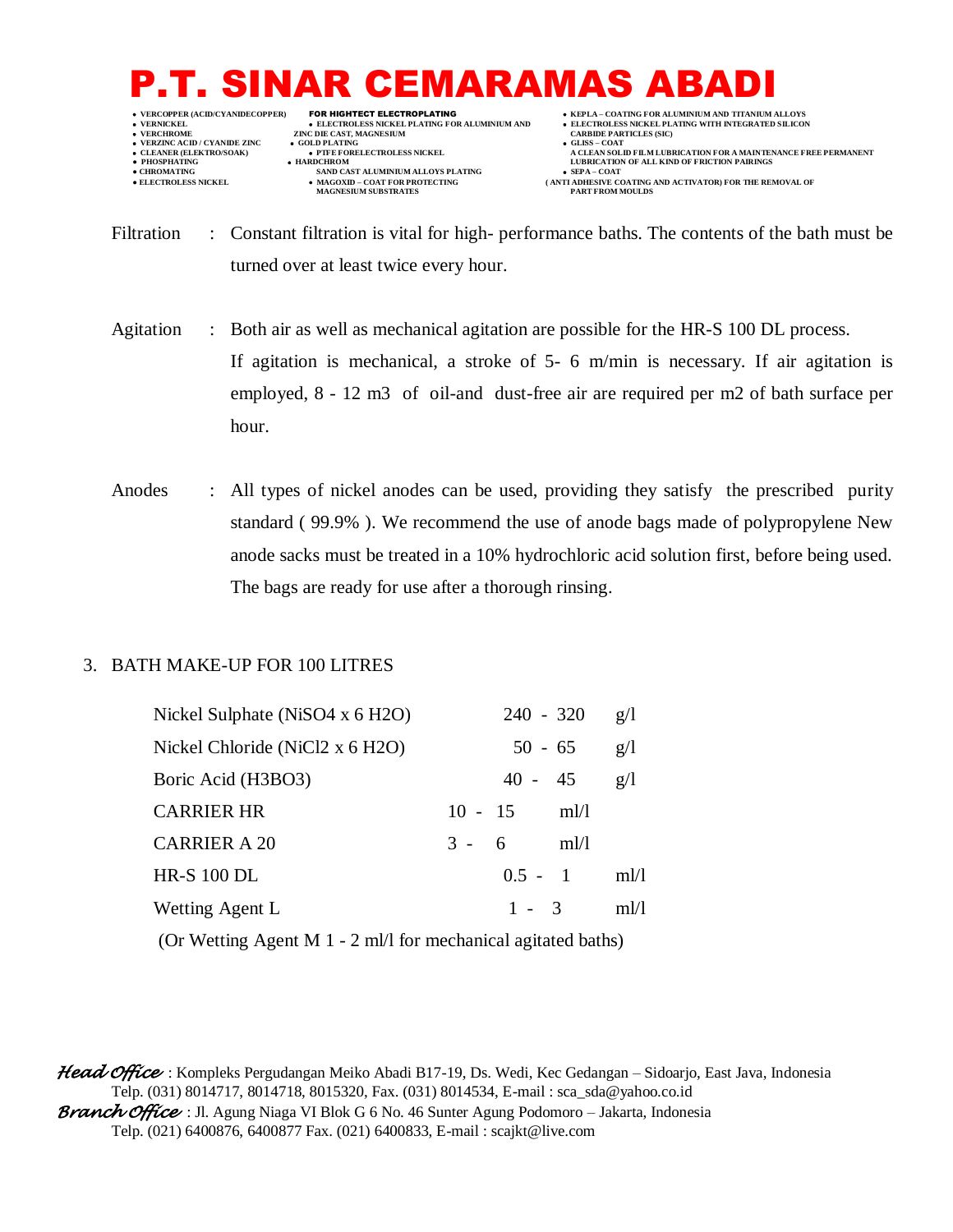Filtration : Constant filtration is vital for high- performance baths. The contents of the bath must be turned over at least twice every hour.

Agitation : Both air as well as mechanical agitation are possible for the HR-S 100 DL process. If agitation is mechanical, a stroke of 5- 6 m/min is necessary. If air agitation is employed, 8 - 12 m3 of oil-and dust-free air are required per m2 of bath surface per hour.

Anodes : All types of nickel anodes can be used, providing they satisfy the prescribed purity standard ( 99.9% ). We recommend the use of anode bags made of polypropylene New anode sacks must be treated in a 10% hydrochloric acid solution first, before being used. The bags are ready for use after a thorough rinsing.

3. BATH MAKE-UP FOR 100 LITRES

| | | |
|---|---|---|
| Nickel Sulphate ($NiSO_4 \times 6 H_2O$) | 240 - 320 | g/l |
| Nickel Chloride ($NiCl_2 \times 6 H_2O$) | 50 - 65 | g/l |
| Boric Acid ($H_3BO_3$) | 40 - 45 | g/l |
| CARRIER HR | 10 - 15 | ml/l |
| CARRIER A 20 | 3 - 6 | ml/l |
| HR-S 100 DL | 0.5 - 1 | ml/l |
| Wetting Agent L | 1 - 3 | ml/l |

(Or Wetting Agent M 1 - 2 ml/l for mechanical agitated baths)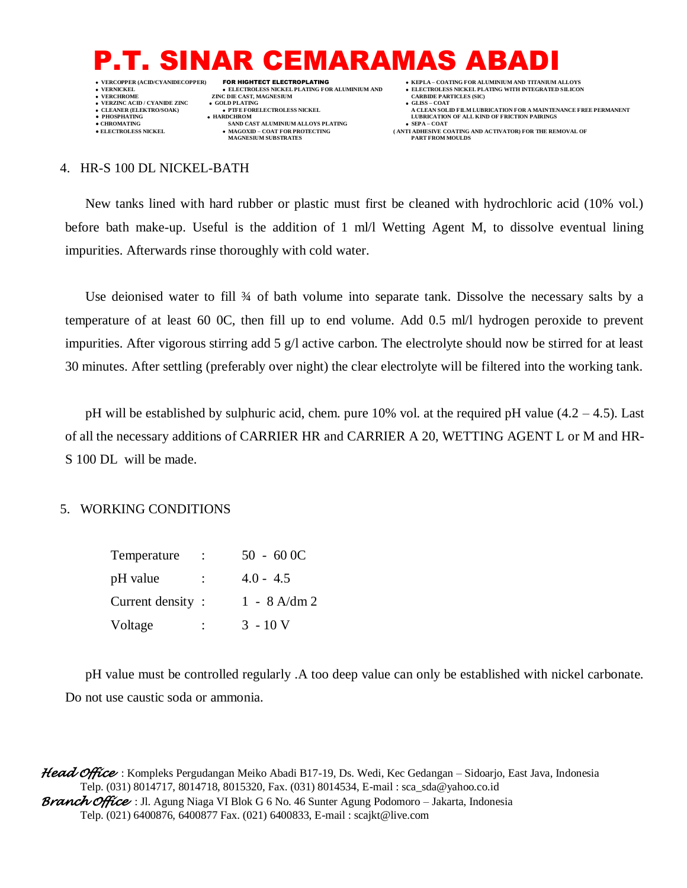## 4. HR-S 100 DL NICKEL-BATH

New tanks lined with hard rubber or plastic must first be cleaned with hydrochloric acid (10% vol.) before bath make-up. Useful is the addition of 1 ml/l Wetting Agent M, to dissolve eventual lining impurities. Afterwards rinse thoroughly with cold water.

Use deionised water to fill ¾ of bath volume into separate tank. Dissolve the necessary salts by a temperature of at least 60 0C, then fill up to end volume. Add 0.5 ml/l hydrogen peroxide to prevent impurities. After vigorous stirring add 5 g/l active carbon. The electrolyte should now be stirred for at least 30 minutes. After settling (preferably over night) the clear electrolyte will be filtered into the working tank.

pH will be established by sulphuric acid, chem. pure 10% vol. at the required pH value (4.2 – 4.5). Last of all the necessary additions of CARRIER HR and CARRIER A 20, WETTING AGENT L or M and HR-S 100 DL will be made.

## 5. WORKING CONDITIONS

| | | |
|---|---|---|
| Temperature | : | 50 - 60 0C |
| pH value | : | 4.0 - 4.5 |
| Current density | : | 1 - 8 A/dm 2 |
| Voltage | : | 3 - 10 V |

pH value must be controlled regularly .A too deep value can only be established with nickel carbonate. Do not use caustic soda or ammonia.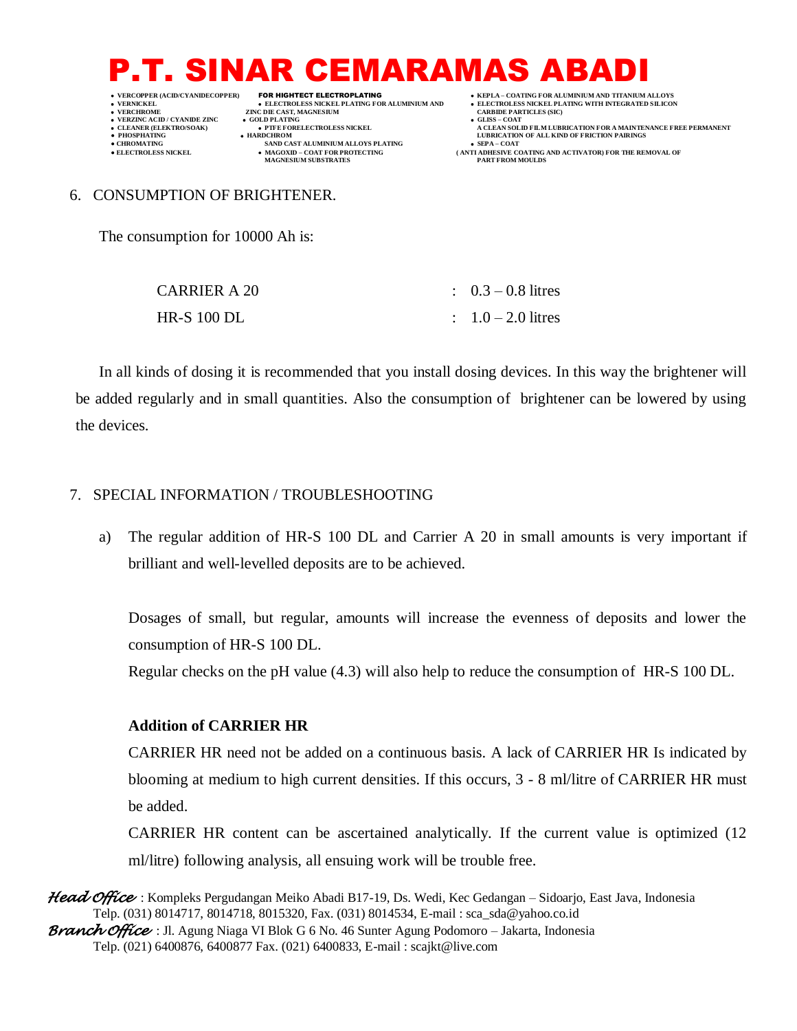## 6. CONSUMPTION OF BRIGHTENER.

The consumption for 10000 Ah is:

| | |
|---|---|
| CARRIER A 20 | : 0.3 – 0.8 litres |
| HR-S 100 DL | : 1.0 – 2.0 litres |

In all kinds of dosing it is recommended that you install dosing devices. In this way the brightener will be added regularly and in small quantities. Also the consumption of brightener can be lowered by using the devices.

## 7. SPECIAL INFORMATION / TROUBLESHOOTING

a) The regular addition of HR-S 100 DL and Carrier A 20 in small amounts is very important if brilliant and well-levelled deposits are to be achieved.

Dosages of small, but regular, amounts will increase the evenness of deposits and lower the consumption of HR-S 100 DL.

Regular checks on the pH value (4.3) will also help to reduce the consumption of HR-S 100 DL.

**Addition of CARRIER HR**

CARRIER HR need not be added on a continuous basis. A lack of CARRIER HR Is indicated by blooming at medium to high current densities. If this occurs, 3 - 8 ml/litre of CARRIER HR must be added.

CARRIER HR content can be ascertained analytically. If the current value is optimized (12 ml/litre) following analysis, all ensuing work will be trouble free.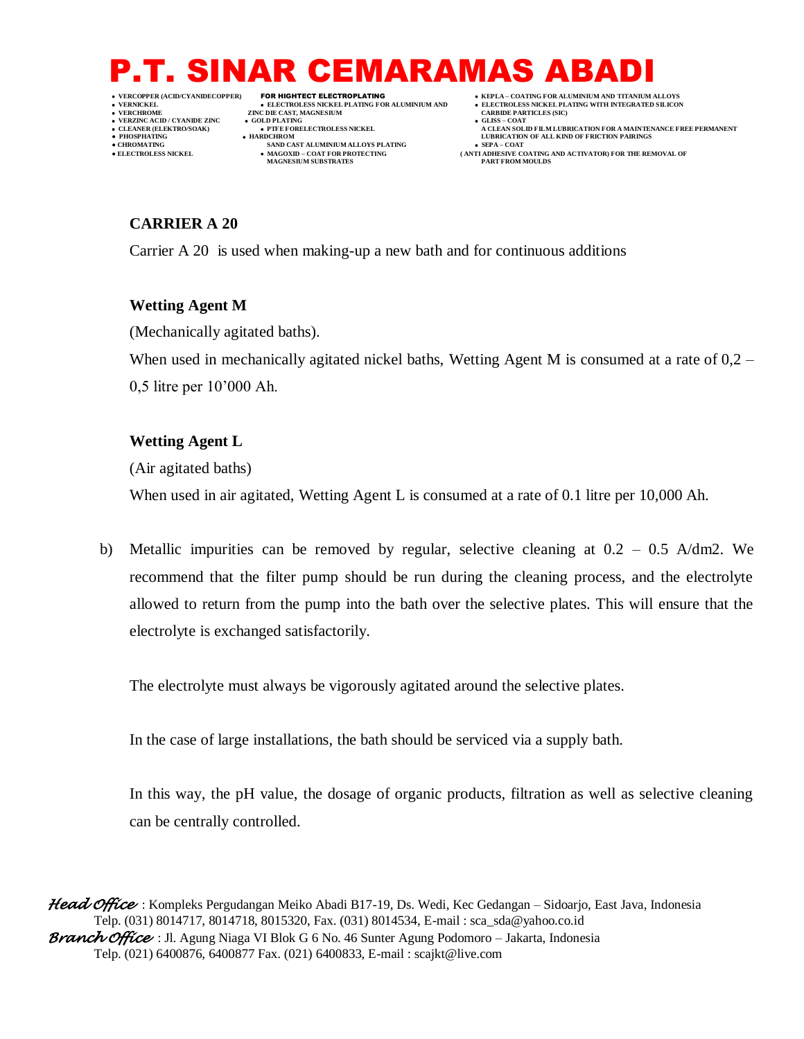**CARRIER A 20**

Carrier A 20 is used when making-up a new bath and for continuous additions

**Wetting Agent M**

(Mechanically agitated baths).

When used in mechanically agitated nickel baths, Wetting Agent M is consumed at a rate of 0,2 – 0,5 litre per 10’000 Ah.

**Wetting Agent L**

(Air agitated baths)

When used in air agitated, Wetting Agent L is consumed at a rate of 0.1 litre per 10,000 Ah.

b) Metallic impurities can be removed by regular, selective cleaning at 0.2 – 0.5 A/dm2. We recommend that the filter pump should be run during the cleaning process, and the electrolyte allowed to return from the pump into the bath over the selective plates. This will ensure that the electrolyte is exchanged satisfactorily.

The electrolyte must always be vigorously agitated around the selective plates.

In the case of large installations, the bath should be serviced via a supply bath.

In this way, the pH value, the dosage of organic products, filtration as well as selective cleaning can be centrally controlled.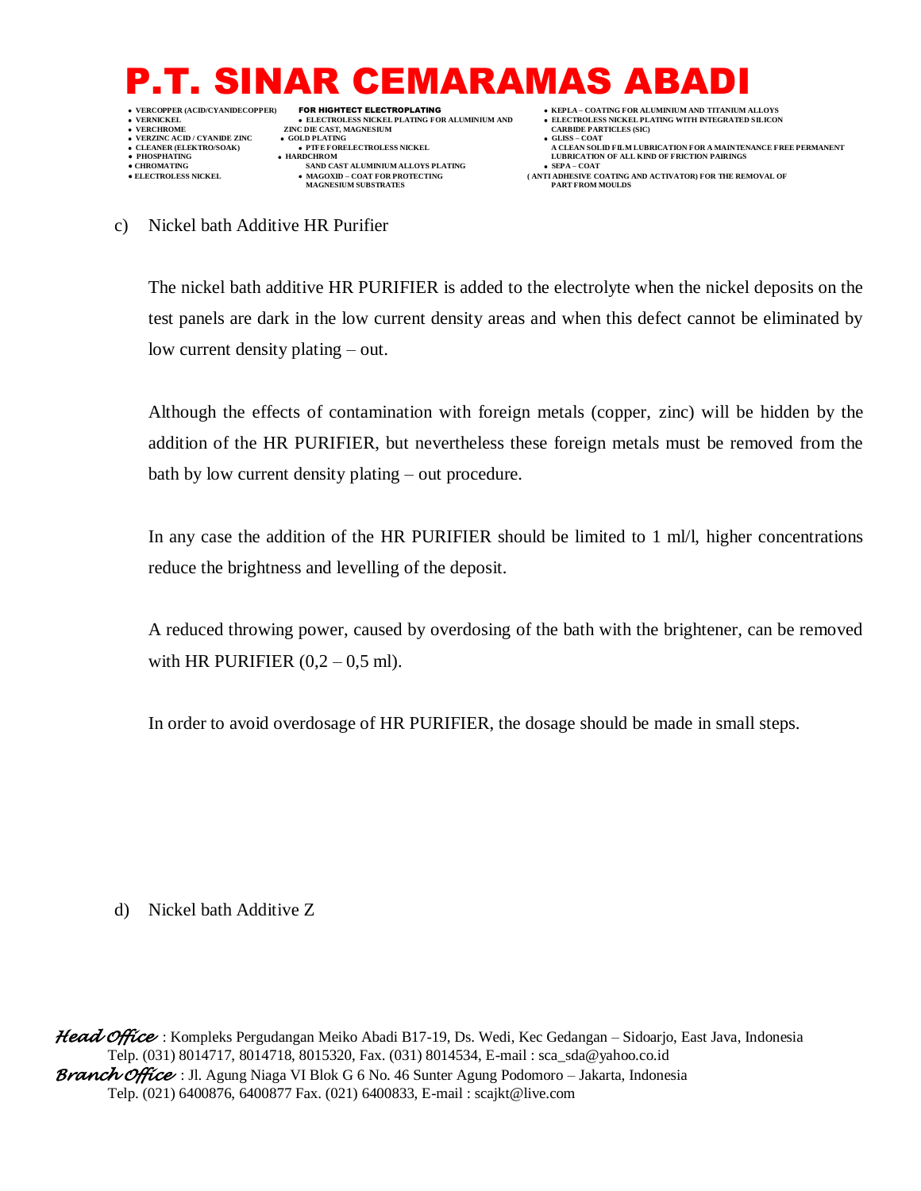c) Nickel bath Additive HR Purifier

The nickel bath additive HR PURIFIER is added to the electrolyte when the nickel deposits on the test panels are dark in the low current density areas and when this defect cannot be eliminated by low current density plating – out.

Although the effects of contamination with foreign metals (copper, zinc) will be hidden by the addition of the HR PURIFIER, but nevertheless these foreign metals must be removed from the bath by low current density plating – out procedure.

In any case the addition of the HR PURIFIER should be limited to 1 ml/l, higher concentrations reduce the brightness and levelling of the deposit.

A reduced throwing power, caused by overdosing of the bath with the brightener, can be removed with HR PURIFIER (0,2 – 0,5 ml).

In order to avoid overdosage of HR PURIFIER, the dosage should be made in small steps.

d) Nickel bath Additive Z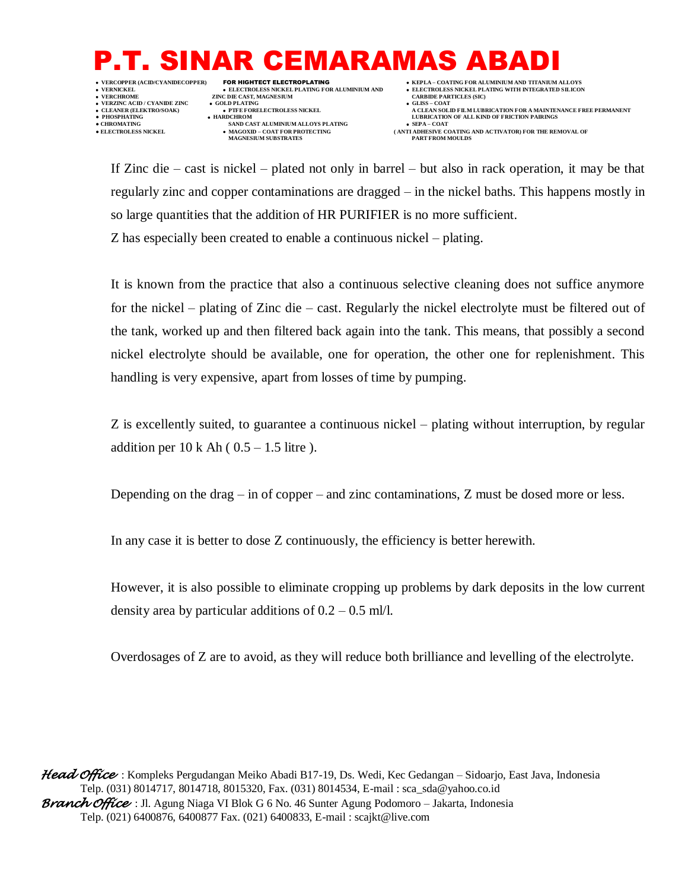If Zinc die – cast is nickel – plated not only in barrel – but also in rack operation, it may be that regularly zinc and copper contaminations are dragged – in the nickel baths. This happens mostly in so large quantities that the addition of HR PURIFIER is no more sufficient.

Z has especially been created to enable a continuous nickel – plating.

It is known from the practice that also a continuous selective cleaning does not suffice anymore for the nickel – plating of Zinc die – cast. Regularly the nickel electrolyte must be filtered out of the tank, worked up and then filtered back again into the tank. This means, that possibly a second nickel electrolyte should be available, one for operation, the other one for replenishment. This handling is very expensive, apart from losses of time by pumping.

Z is excellently suited, to guarantee a continuous nickel – plating without interruption, by regular addition per 10 k Ah ( 0.5 – 1.5 litre ).

Depending on the drag – in of copper – and zinc contaminations, Z must be dosed more or less.

In any case it is better to dose Z continuously, the efficiency is better herewith.

However, it is also possible to eliminate cropping up problems by dark deposits in the low current density area by particular additions of 0.2 – 0.5 ml/l.

Overdosages of Z are to avoid, as they will reduce both brilliance and levelling of the electrolyte.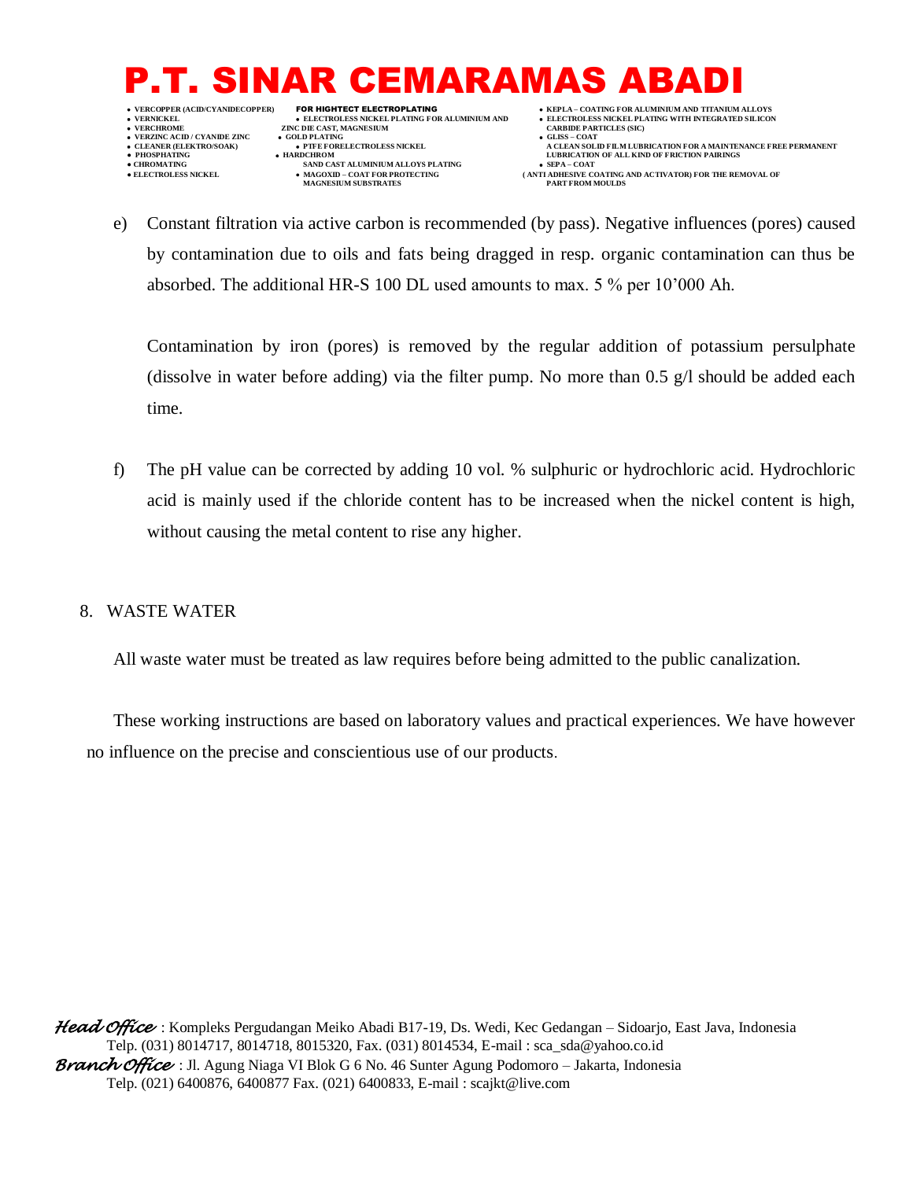e) Constant filtration via active carbon is recommended (by pass). Negative influences (pores) caused by contamination due to oils and fats being dragged in resp. organic contamination can thus be absorbed. The additional HR-S 100 DL used amounts to max. 5 % per 10’000 Ah.

Contamination by iron (pores) is removed by the regular addition of potassium persulphate (dissolve in water before adding) via the filter pump. No more than 0.5 g/l should be added each time.

f) The pH value can be corrected by adding 10 vol. % sulphuric or hydrochloric acid. Hydrochloric acid is mainly used if the chloride content has to be increased when the nickel content is high, without causing the metal content to rise any higher.

## 8. WASTE WATER

All waste water must be treated as law requires before being admitted to the public canalization.

These working instructions are based on laboratory values and practical experiences. We have however no influence on the precise and conscientious use of our products.